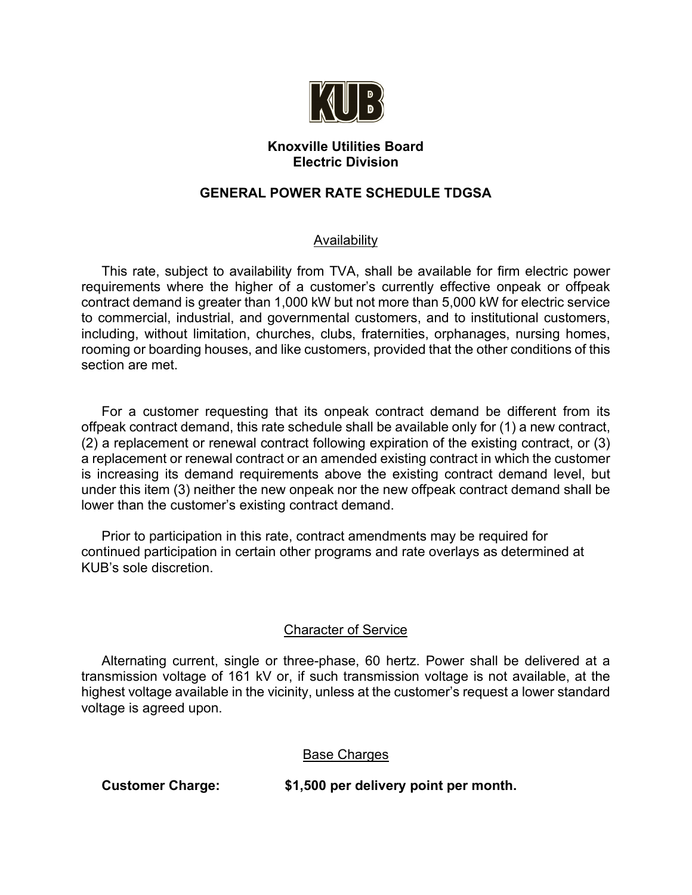**Knoxville Utilities Board**
**Electric Division**

# GENERAL POWER RATE SCHEDULE TDGSA

## Availability

This rate, subject to availability from TVA, shall be available for firm electric power requirements where the higher of a customer's currently effective onpeak or offpeak contract demand is greater than 1,000 kW but not more than 5,000 kW for electric service to commercial, industrial, and governmental customers, and to institutional customers, including, without limitation, churches, clubs, fraternities, orphanages, nursing homes, rooming or boarding houses, and like customers, provided that the other conditions of this section are met.

For a customer requesting that its onpeak contract demand be different from its offpeak contract demand, this rate schedule shall be available only for (1) a new contract, (2) a replacement or renewal contract following expiration of the existing contract, or (3) a replacement or renewal contract or an amended existing contract in which the customer is increasing its demand requirements above the existing contract demand level, but under this item (3) neither the new onpeak nor the new offpeak contract demand shall be lower than the customer's existing contract demand.

Prior to participation in this rate, contract amendments may be required for continued participation in certain other programs and rate overlays as determined at KUB's sole discretion.

## Character of Service

Alternating current, single or three-phase, 60 hertz. Power shall be delivered at a transmission voltage of 161 kV or, if such transmission voltage is not available, at the highest voltage available in the vicinity, unless at the customer's request a lower standard voltage is agreed upon.

## Base Charges

**Customer Charge:** **$1,500 per delivery point per month.**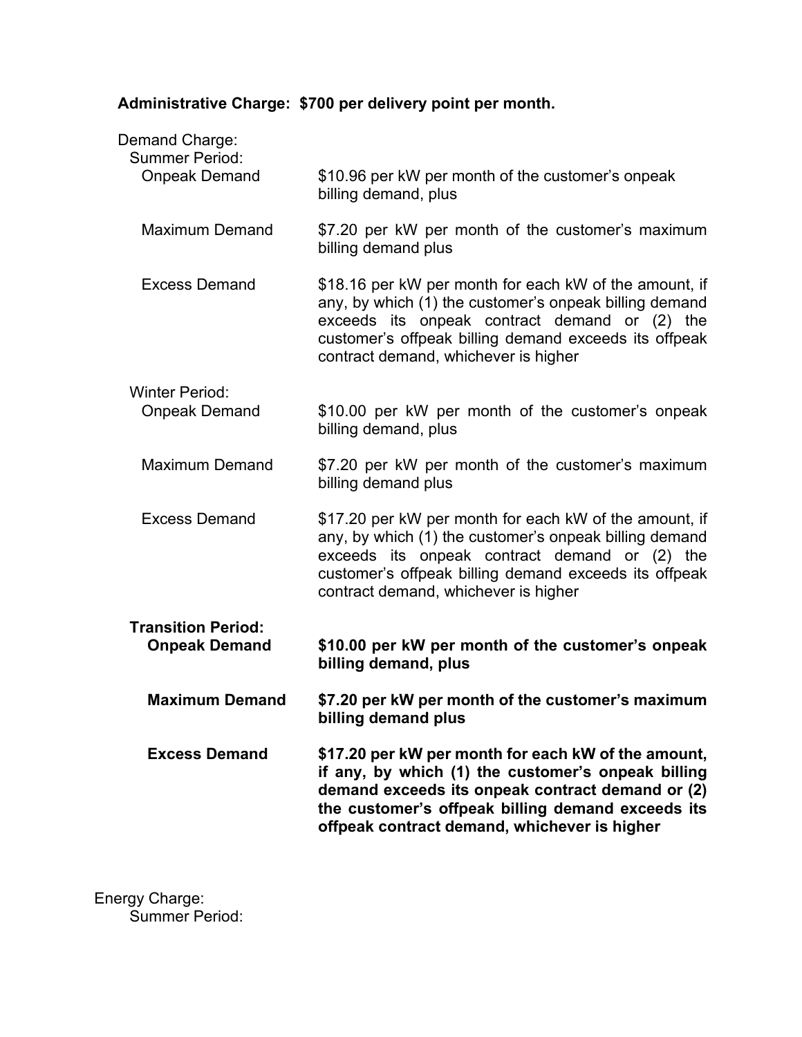**Administrative Charge: $700 per delivery point per month.**

Demand Charge:

Summer Period:

| | |
|---|---|
| Onpeak Demand | $10.96 per kW per month of the customer's onpeak billing demand, plus |
| Maximum Demand | $7.20 per kW per month of the customer's maximum billing demand plus |
| Excess Demand | $18.16 per kW per month for each kW of the amount, if any, by which (1) the customer's onpeak billing demand exceeds its onpeak contract demand or (2) the customer's offpeak billing demand exceeds its offpeak contract demand, whichever is higher |

Winter Period:

| | |
|---|---|
| Onpeak Demand | $10.00 per kW per month of the customer's onpeak billing demand, plus |
| Maximum Demand | $7.20 per kW per month of the customer's maximum billing demand plus |
| Excess Demand | $17.20 per kW per month for each kW of the amount, if any, by which (1) the customer's onpeak billing demand exceeds its onpeak contract demand or (2) the customer's offpeak billing demand exceeds its offpeak contract demand, whichever is higher |

**Transition Period:**

| | |
|---|---|
| **Onpeak Demand** | **$10.00 per kW per month of the customer's onpeak billing demand, plus** |
| **Maximum Demand** | **$7.20 per kW per month of the customer's maximum billing demand plus** |
| **Excess Demand** | **$17.20 per kW per month for each kW of the amount, if any, by which (1) the customer's onpeak billing demand exceeds its onpeak contract demand or (2) the customer's offpeak billing demand exceeds its offpeak contract demand, whichever is higher** |

Energy Charge:

Summer Period: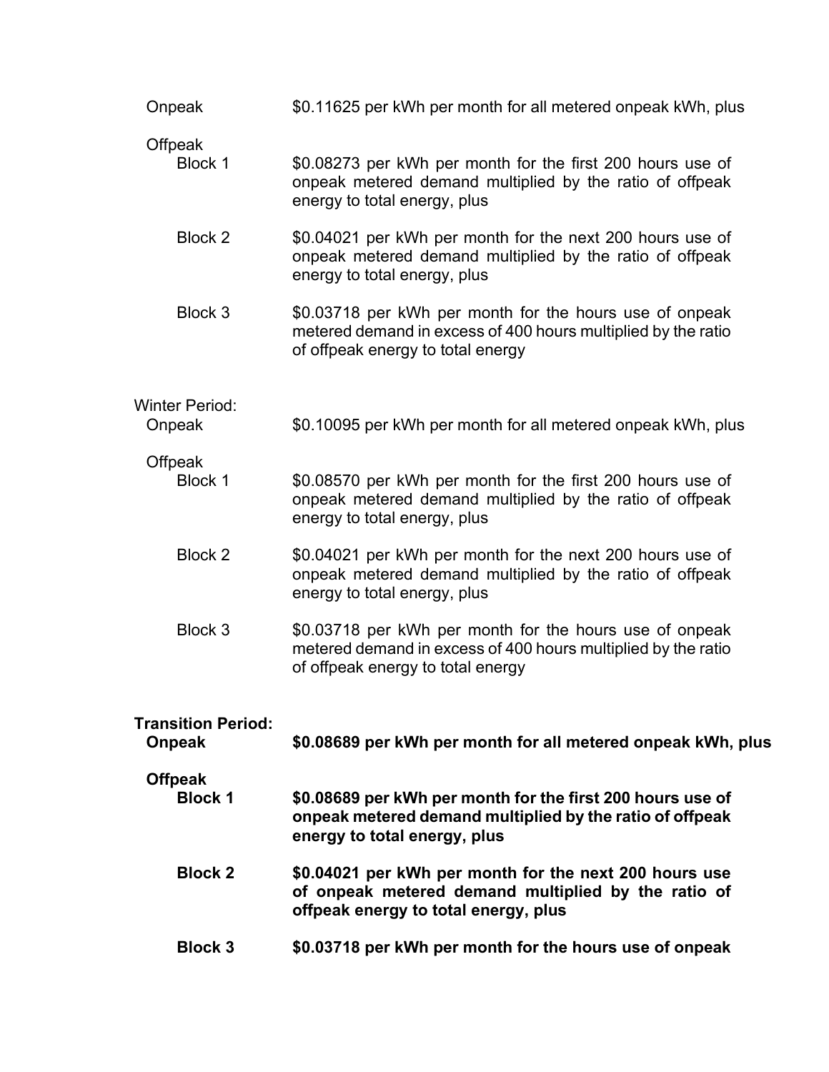Onpeak — $0.11625 per kWh per month for all metered onpeak kWh, plus

Offpeak

Block 1 — $0.08273 per kWh per month for the first 200 hours use of onpeak metered demand multiplied by the ratio of offpeak energy to total energy, plus

Block 2 — $0.04021 per kWh per month for the next 200 hours use of onpeak metered demand multiplied by the ratio of offpeak energy to total energy, plus

Block 3 — $0.03718 per kWh per month for the hours use of onpeak metered demand in excess of 400 hours multiplied by the ratio of offpeak energy to total energy

Winter Period:

Onpeak — $0.10095 per kWh per month for all metered onpeak kWh, plus

Offpeak

Block 1 — $0.08570 per kWh per month for the first 200 hours use of onpeak metered demand multiplied by the ratio of offpeak energy to total energy, plus

Block 2 — $0.04021 per kWh per month for the next 200 hours use of onpeak metered demand multiplied by the ratio of offpeak energy to total energy, plus

Block 3 — $0.03718 per kWh per month for the hours use of onpeak metered demand in excess of 400 hours multiplied by the ratio of offpeak energy to total energy

**Transition Period:**

**Onpeak — $0.08689 per kWh per month for all metered onpeak kWh, plus**

**Offpeak**

**Block 1 — $0.08689 per kWh per month for the first 200 hours use of onpeak metered demand multiplied by the ratio of offpeak energy to total energy, plus**

**Block 2 — $0.04021 per kWh per month for the next 200 hours use of onpeak metered demand multiplied by the ratio of offpeak energy to total energy, plus**

**Block 3 — $0.03718 per kWh per month for the hours use of onpeak**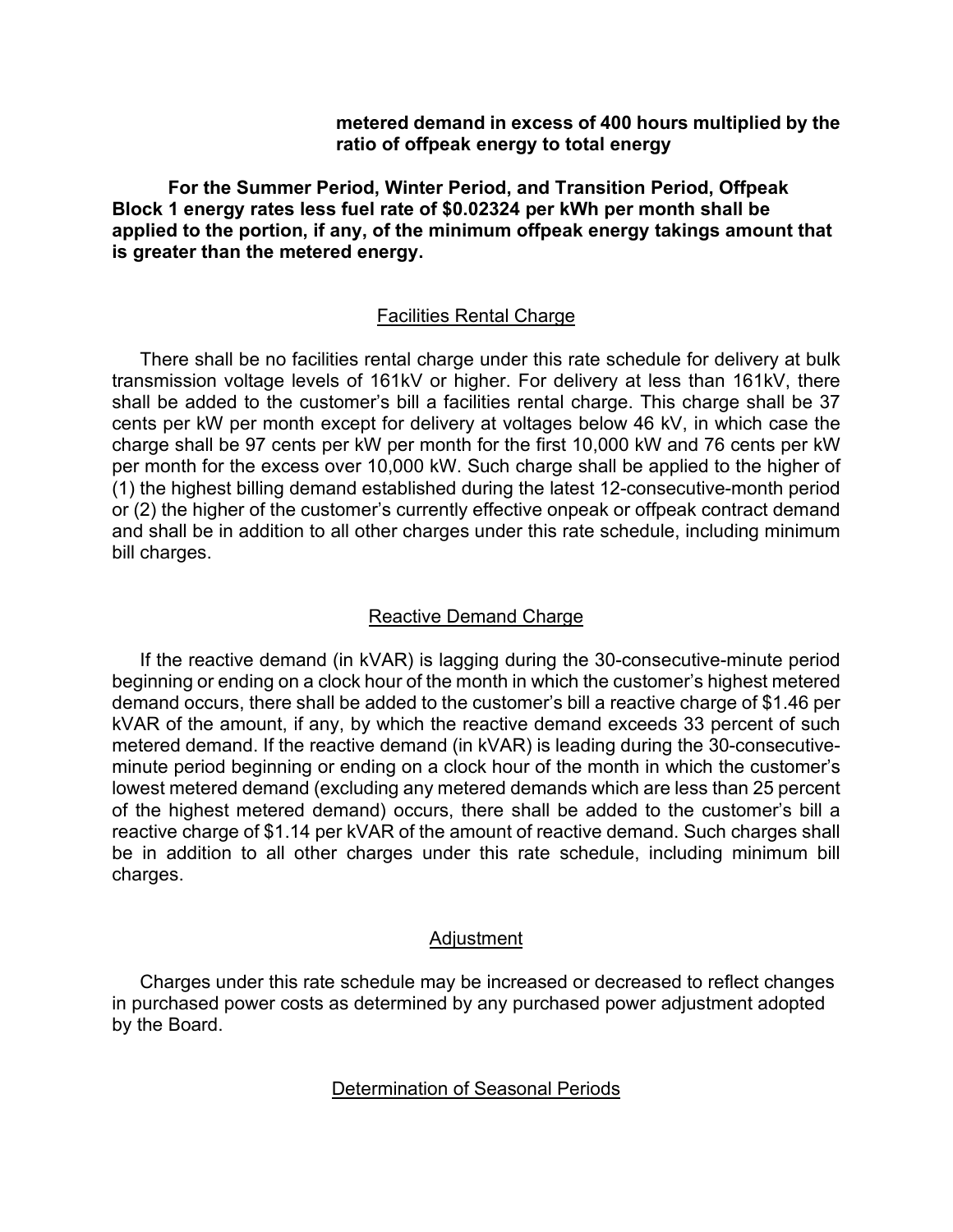**metered demand in excess of 400 hours multiplied by the ratio of offpeak energy to total energy**

**For the Summer Period, Winter Period, and Transition Period, Offpeak Block 1 energy rates less fuel rate of $0.02324 per kWh per month shall be applied to the portion, if any, of the minimum offpeak energy takings amount that is greater than the metered energy.**

## Facilities Rental Charge

There shall be no facilities rental charge under this rate schedule for delivery at bulk transmission voltage levels of 161kV or higher. For delivery at less than 161kV, there shall be added to the customer's bill a facilities rental charge. This charge shall be 37 cents per kW per month except for delivery at voltages below 46 kV, in which case the charge shall be 97 cents per kW per month for the first 10,000 kW and 76 cents per kW per month for the excess over 10,000 kW. Such charge shall be applied to the higher of (1) the highest billing demand established during the latest 12-consecutive-month period or (2) the higher of the customer's currently effective onpeak or offpeak contract demand and shall be in addition to all other charges under this rate schedule, including minimum bill charges.

## Reactive Demand Charge

If the reactive demand (in kVAR) is lagging during the 30-consecutive-minute period beginning or ending on a clock hour of the month in which the customer's highest metered demand occurs, there shall be added to the customer's bill a reactive charge of $1.46 per kVAR of the amount, if any, by which the reactive demand exceeds 33 percent of such metered demand. If the reactive demand (in kVAR) is leading during the 30-consecutive-minute period beginning or ending on a clock hour of the month in which the customer's lowest metered demand (excluding any metered demands which are less than 25 percent of the highest metered demand) occurs, there shall be added to the customer's bill a reactive charge of $1.14 per kVAR of the amount of reactive demand. Such charges shall be in addition to all other charges under this rate schedule, including minimum bill charges.

## Adjustment

Charges under this rate schedule may be increased or decreased to reflect changes in purchased power costs as determined by any purchased power adjustment adopted by the Board.

## Determination of Seasonal Periods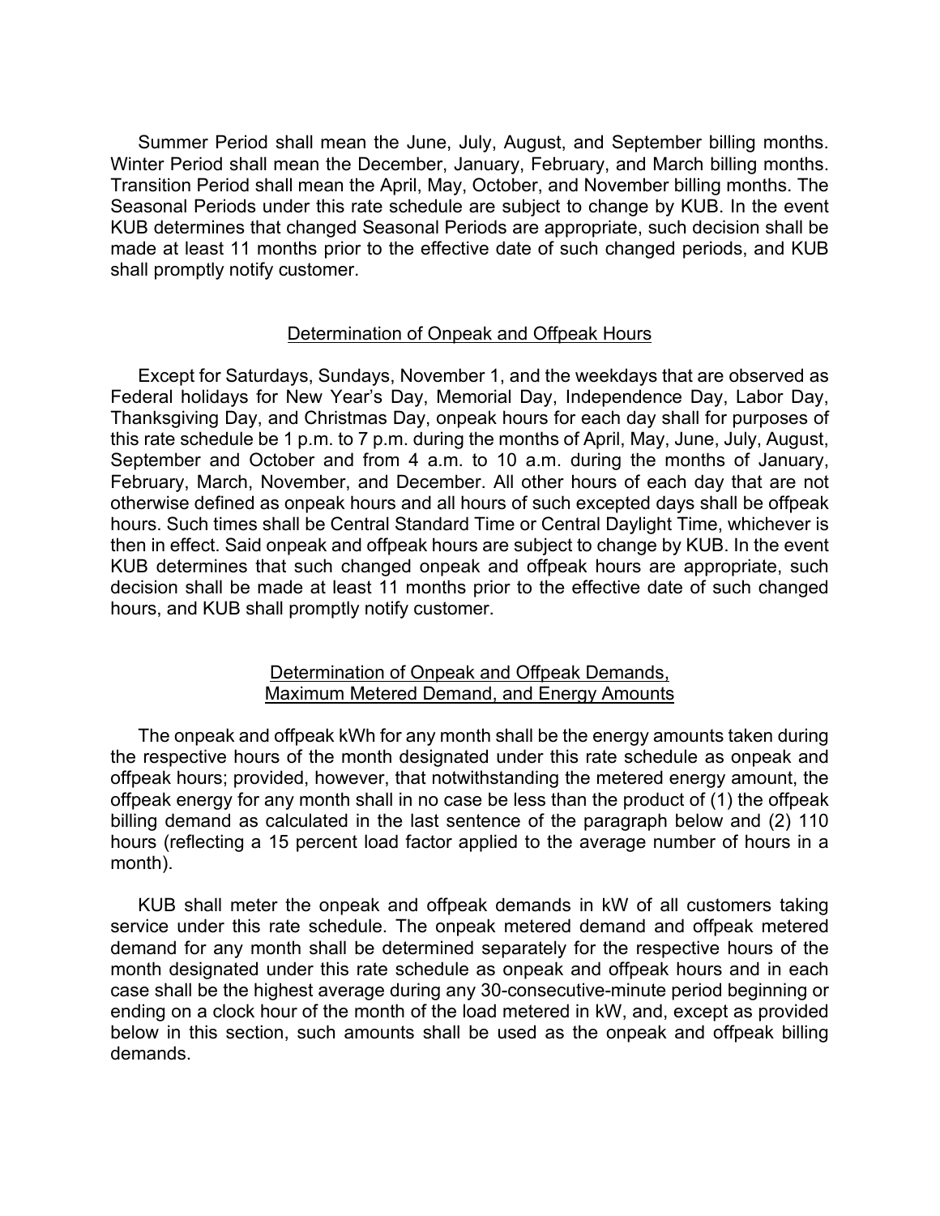Summer Period shall mean the June, July, August, and September billing months. Winter Period shall mean the December, January, February, and March billing months. Transition Period shall mean the April, May, October, and November billing months. The Seasonal Periods under this rate schedule are subject to change by KUB. In the event KUB determines that changed Seasonal Periods are appropriate, such decision shall be made at least 11 months prior to the effective date of such changed periods, and KUB shall promptly notify customer.

## Determination of Onpeak and Offpeak Hours

Except for Saturdays, Sundays, November 1, and the weekdays that are observed as Federal holidays for New Year's Day, Memorial Day, Independence Day, Labor Day, Thanksgiving Day, and Christmas Day, onpeak hours for each day shall for purposes of this rate schedule be 1 p.m. to 7 p.m. during the months of April, May, June, July, August, September and October and from 4 a.m. to 10 a.m. during the months of January, February, March, November, and December. All other hours of each day that are not otherwise defined as onpeak hours and all hours of such excepted days shall be offpeak hours. Such times shall be Central Standard Time or Central Daylight Time, whichever is then in effect. Said onpeak and offpeak hours are subject to change by KUB. In the event KUB determines that such changed onpeak and offpeak hours are appropriate, such decision shall be made at least 11 months prior to the effective date of such changed hours, and KUB shall promptly notify customer.

## Determination of Onpeak and Offpeak Demands, Maximum Metered Demand, and Energy Amounts

The onpeak and offpeak kWh for any month shall be the energy amounts taken during the respective hours of the month designated under this rate schedule as onpeak and offpeak hours; provided, however, that notwithstanding the metered energy amount, the offpeak energy for any month shall in no case be less than the product of (1) the offpeak billing demand as calculated in the last sentence of the paragraph below and (2) 110 hours (reflecting a 15 percent load factor applied to the average number of hours in a month).

KUB shall meter the onpeak and offpeak demands in kW of all customers taking service under this rate schedule. The onpeak metered demand and offpeak metered demand for any month shall be determined separately for the respective hours of the month designated under this rate schedule as onpeak and offpeak hours and in each case shall be the highest average during any 30-consecutive-minute period beginning or ending on a clock hour of the month of the load metered in kW, and, except as provided below in this section, such amounts shall be used as the onpeak and offpeak billing demands.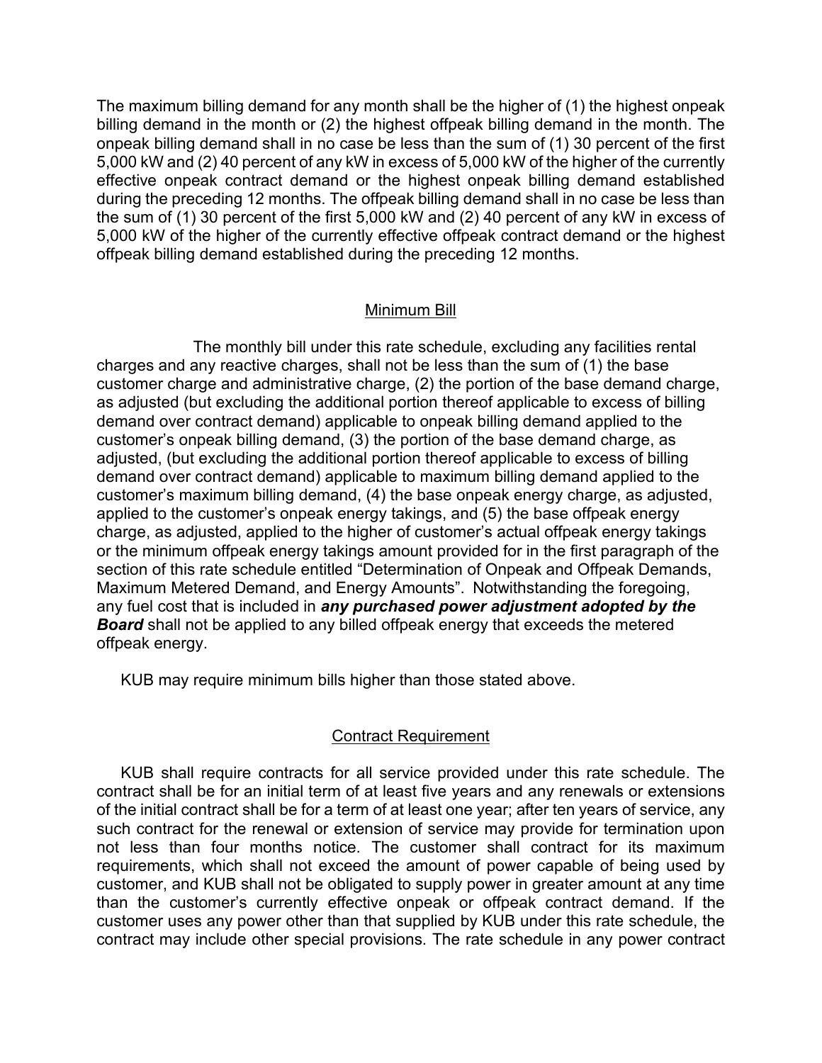The maximum billing demand for any month shall be the higher of (1) the highest onpeak billing demand in the month or (2) the highest offpeak billing demand in the month. The onpeak billing demand shall in no case be less than the sum of (1) 30 percent of the first 5,000 kW and (2) 40 percent of any kW in excess of 5,000 kW of the higher of the currently effective onpeak contract demand or the highest onpeak billing demand established during the preceding 12 months. The offpeak billing demand shall in no case be less than the sum of (1) 30 percent of the first 5,000 kW and (2) 40 percent of any kW in excess of 5,000 kW of the higher of the currently effective offpeak contract demand or the highest offpeak billing demand established during the preceding 12 months.

## Minimum Bill

The monthly bill under this rate schedule, excluding any facilities rental charges and any reactive charges, shall not be less than the sum of (1) the base customer charge and administrative charge, (2) the portion of the base demand charge, as adjusted (but excluding the additional portion thereof applicable to excess of billing demand over contract demand) applicable to onpeak billing demand applied to the customer's onpeak billing demand, (3) the portion of the base demand charge, as adjusted, (but excluding the additional portion thereof applicable to excess of billing demand over contract demand) applicable to maximum billing demand applied to the customer's maximum billing demand, (4) the base onpeak energy charge, as adjusted, applied to the customer's onpeak energy takings, and (5) the base offpeak energy charge, as adjusted, applied to the higher of customer's actual offpeak energy takings or the minimum offpeak energy takings amount provided for in the first paragraph of the section of this rate schedule entitled "Determination of Onpeak and Offpeak Demands, Maximum Metered Demand, and Energy Amounts". Notwithstanding the foregoing, any fuel cost that is included in ***any purchased power adjustment adopted by the Board*** shall not be applied to any billed offpeak energy that exceeds the metered offpeak energy.

KUB may require minimum bills higher than those stated above.

## Contract Requirement

KUB shall require contracts for all service provided under this rate schedule. The contract shall be for an initial term of at least five years and any renewals or extensions of the initial contract shall be for a term of at least one year; after ten years of service, any such contract for the renewal or extension of service may provide for termination upon not less than four months notice. The customer shall contract for its maximum requirements, which shall not exceed the amount of power capable of being used by customer, and KUB shall not be obligated to supply power in greater amount at any time than the customer's currently effective onpeak or offpeak contract demand. If the customer uses any power other than that supplied by KUB under this rate schedule, the contract may include other special provisions. The rate schedule in any power contract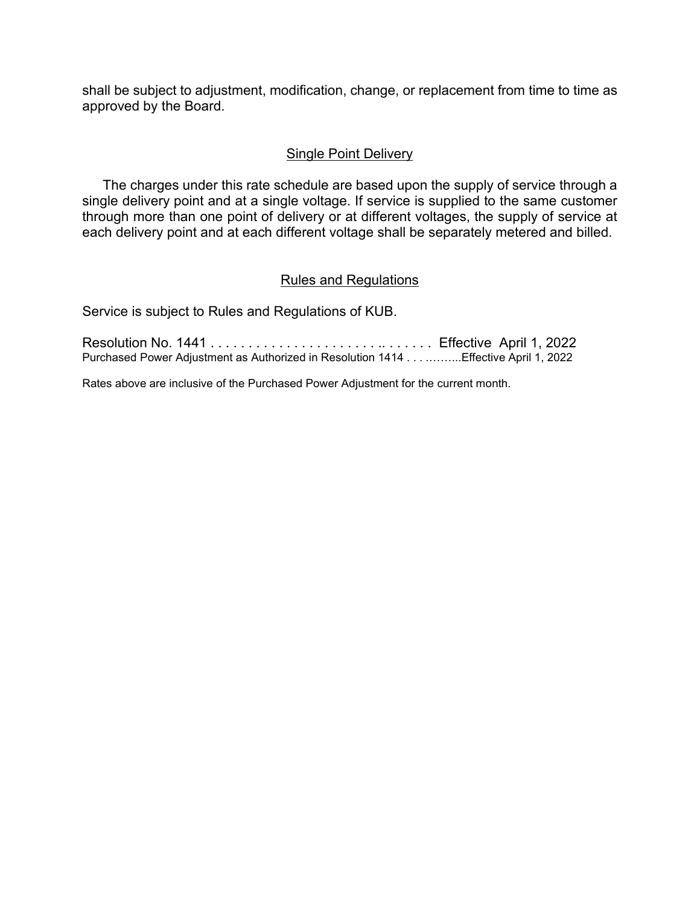shall be subject to adjustment, modification, change, or replacement from time to time as approved by the Board.

## Single Point Delivery

The charges under this rate schedule are based upon the supply of service through a single delivery point and at a single voltage. If service is supplied to the same customer through more than one point of delivery or at different voltages, the supply of service at each delivery point and at each different voltage shall be separately metered and billed.

## Rules and Regulations

Service is subject to Rules and Regulations of KUB.

Resolution No. 1441 . . . . . . . . . . . . . . . . . . . . . . . . .. . . . . . . Effective April 1, 2022
Purchased Power Adjustment as Authorized in Resolution 1414 . . . ..……..Effective April 1, 2022

Rates above are inclusive of the Purchased Power Adjustment for the current month.